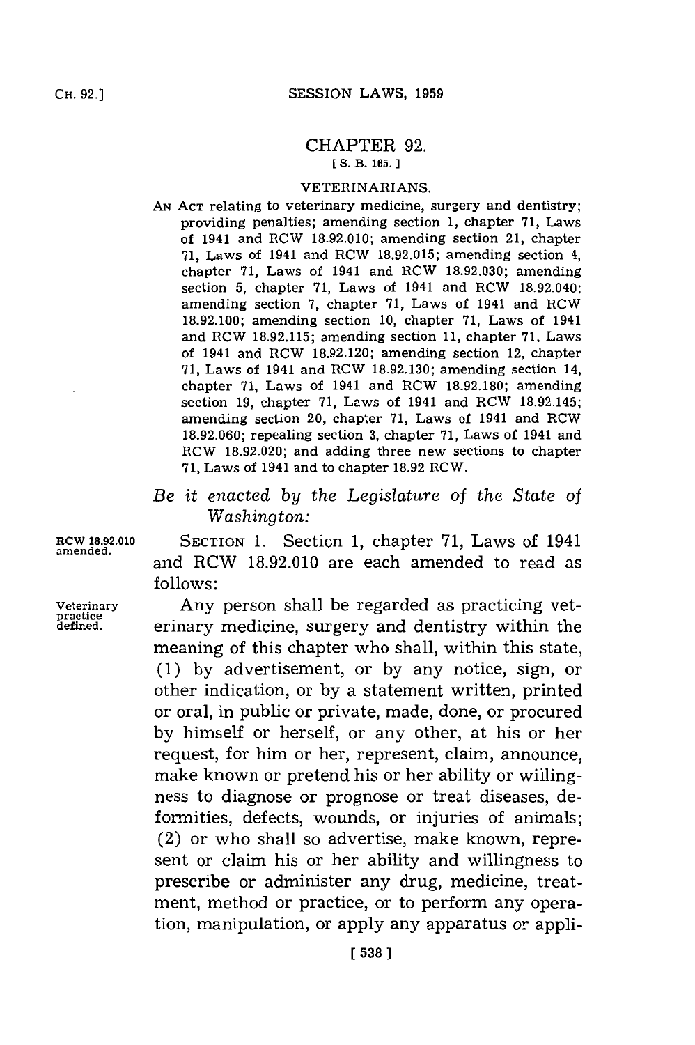# CHAPTER 92.

[S. B. 165.]

## VETERINARIANS.

AN ACT relating to veterinary medicine, surgery and dentistry; providing penalties; amending section 1, chapter 71, Laws of 1941 and RCW 18.92.010; amending section 21, chapter 71, Laws of 1941 and RCW 18.92.015; amending section 4, chapter 71, Laws of 1941 and RCW 18.92.030; amending section 5, chapter 71, Laws of 1941 and RCW 18.92.040; amending section 7, chapter 71, Laws of 1941 and RCW 18.92.100; amending section 10, chapter 71, Laws of 1941 and RCW 18.92.115; amending section 11, chapter 71, Laws of 1941 and RCW 18.92.120; amending section 12, chapter 71, Laws of 1941 and RCW 18.92.130; amending section 14, chapter 71, Laws of 1941 and RCW 18.92.180; amending section 19, chapter 71, Laws of 1941 and RCW 18.92.145; amending section 20, chapter 71, Laws of 1941 and RCW 18.92.060; repealing section 3, chapter 71, Laws of 1941 and RCW 18.92.020; and adding three new sections to chapter 71, Laws of 1941 and to chapter 18.92 RCW.

*Be it enacted by the Legislature of the State of Washington:*

RCW 18.92.010 amended.

SECTION 1. Section 1, chapter 71, Laws of 1941 and RCW 18.92.010 are each amended to read as follows:

Veterinary practice defined.

Any person shall be regarded as practicing veterinary medicine, surgery and dentistry within the meaning of this chapter who shall, within this state, (1) by advertisement, or by any notice, sign, or other indication, or by a statement written, printed or oral, in public or private, made, done, or procured by himself or herself, or any other, at his or her request, for him or her, represent, claim, announce, make known or pretend his or her ability or willingness to diagnose or prognose or treat diseases, deformities, defects, wounds, or injuries of animals; (2) or who shall so advertise, make known, represent or claim his or her ability and willingness to prescribe or administer any drug, medicine, treatment, method or practice, or to perform any operation, manipulation, or apply any apparatus or appli-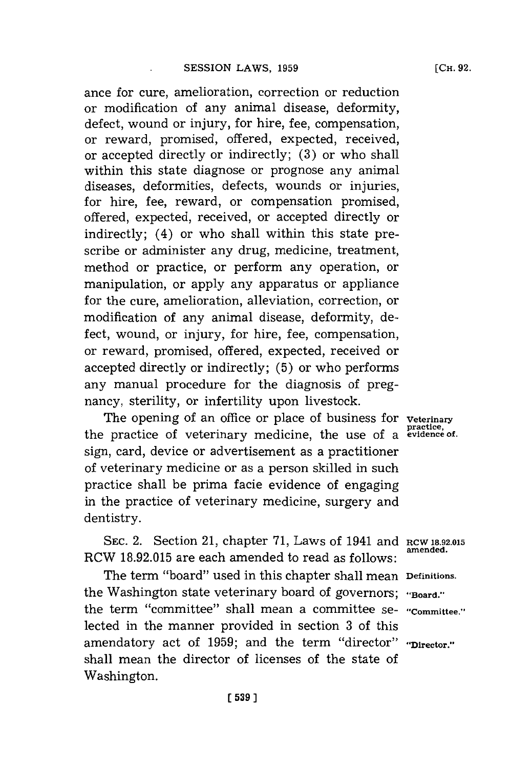ance for cure, amelioration, correction or reduction or modification of any animal disease, deformity, defect, wound or injury, for hire, fee, compensation, or reward, promised, offered, expected, received, or accepted directly or indirectly; (3) or who shall within this state diagnose or prognose any animal diseases, deformities, defects, wounds or injuries, for hire, fee, reward, or compensation promised, offered, expected, received, or accepted directly or indirectly; (4) or who shall within this state prescribe or administer any drug, medicine, treatment, method or practice, or perform any operation, or manipulation, or apply any apparatus or appliance for the cure, amelioration, alleviation, correction, or modification of any animal disease, deformity, defect, wound, or injury, for hire, fee, compensation, or reward, promised, offered, expected, received or accepted directly or indirectly; (5) or who performs any manual procedure for the diagnosis of pregnancy, sterility, or infertility upon livestock.

**Veterinary practice, evidence of.** The opening of an office or place of business for the practice of veterinary medicine, the use of a sign, card, device or advertisement as a practitioner of veterinary medicine or as a person skilled in such practice shall be prima facie evidence of engaging in the practice of veterinary medicine, surgery and dentistry.

**RCW 18.92.015 amended.** SEC. 2. Section 21, chapter 71, Laws of 1941 and RCW 18.92.015 are each amended to read as follows:

**Definitions. "Board." "Committee." "Director."** The term "board" used in this chapter shall mean the Washington state veterinary board of governors; the term "committee" shall mean a committee selected in the manner provided in section 3 of this amendatory act of 1959; and the term "director" shall mean the director of licenses of the state of Washington.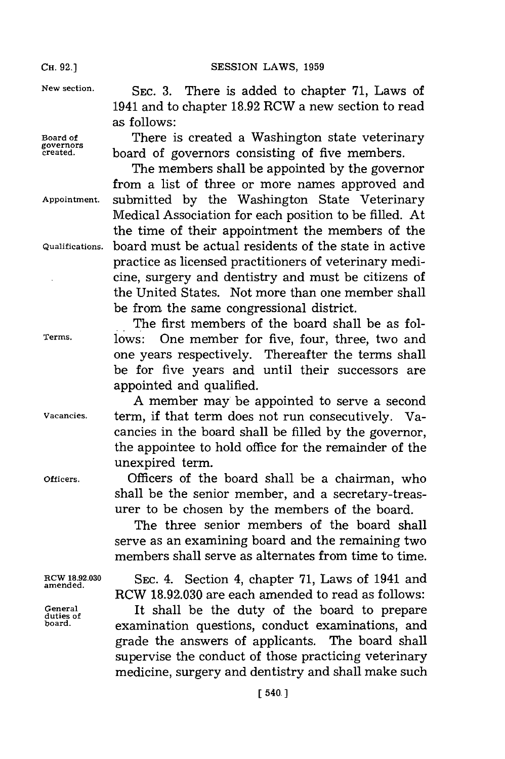New section.

SEC. 3. There is added to chapter 71, Laws of 1941 and to chapter 18.92 RCW a new section to read as follows:

Board of governors created.

There is created a Washington state veterinary board of governors consisting of five members.

Appointment.

The members shall be appointed by the governor from a list of three or more names approved and submitted by the Washington State Veterinary Medical Association for each position to be filled. At the time of their appointment the members of the

Qualifications.

board must be actual residents of the state in active practice as licensed practitioners of veterinary medicine, surgery and dentistry and must be citizens of the United States. Not more than one member shall be from the same congressional district.

Terms.

The first members of the board shall be as follows: One member for five, four, three, two and one years respectively. Thereafter the terms shall be for five years and until their successors are appointed and qualified.

Vacancies.

A member may be appointed to serve a second term, if that term does not run consecutively. Vacancies in the board shall be filled by the governor, the appointee to hold office for the remainder of the unexpired term.

Officers.

Officers of the board shall be a chairman, who shall be the senior member, and a secretary-treasurer to be chosen by the members of the board.

The three senior members of the board shall serve as an examining board and the remaining two members shall serve as alternates from time to time.

RCW 18.92.030 amended.

SEC. 4. Section 4, chapter 71, Laws of 1941 and RCW 18.92.030 are each amended to read as follows:

General duties of board.

It shall be the duty of the board to prepare examination questions, conduct examinations, and grade the answers of applicants. The board shall supervise the conduct of those practicing veterinary medicine, surgery and dentistry and shall make such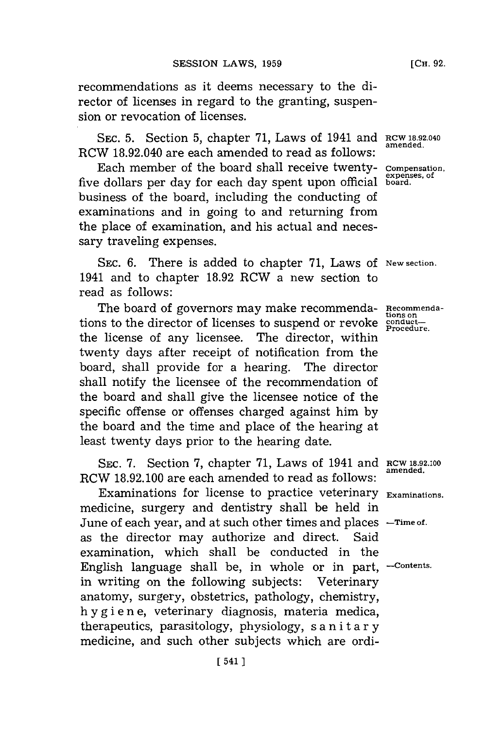recommendations as it deems necessary to the director of licenses in regard to the granting, suspension or revocation of licenses.

SEC. 5. Section 5, chapter 71, Laws of 1941 and RCW 18.92.040 are each amended to read as follows:

RCW 18.92.040 amended.

Compensation, expenses, of board.

Each member of the board shall receive twenty-five dollars per day for each day spent upon official business of the board, including the conducting of examinations and in going to and returning from the place of examination, and his actual and necessary traveling expenses.

SEC. 6. There is added to chapter 71, Laws of 1941 and to chapter 18.92 RCW a new section to read as follows:

New section.

Recommendations on conduct—Procedure.

The board of governors may make recommendations to the director of licenses to suspend or revoke the license of any licensee. The director, within twenty days after receipt of notification from the board, shall provide for a hearing. The director shall notify the licensee of the recommendation of the board and shall give the licensee notice of the specific offense or offenses charged against him by the board and the time and place of the hearing at least twenty days prior to the hearing date.

SEC. 7. Section 7, chapter 71, Laws of 1941 and RCW 18.92.100 are each amended to read as follows:

RCW 18.92.100 amended.

Examinations.

—Time of.

—Contents.

Examinations for license to practice veterinary medicine, surgery and dentistry shall be held in June of each year, and at such other times and places as the director may authorize and direct. Said examination, which shall be conducted in the English language shall be, in whole or in part, in writing on the following subjects: Veterinary anatomy, surgery, obstetrics, pathology, chemistry, hygiene, veterinary diagnosis, materia medica, therapeutics, parasitology, physiology, sanitary medicine, and such other subjects which are ordi-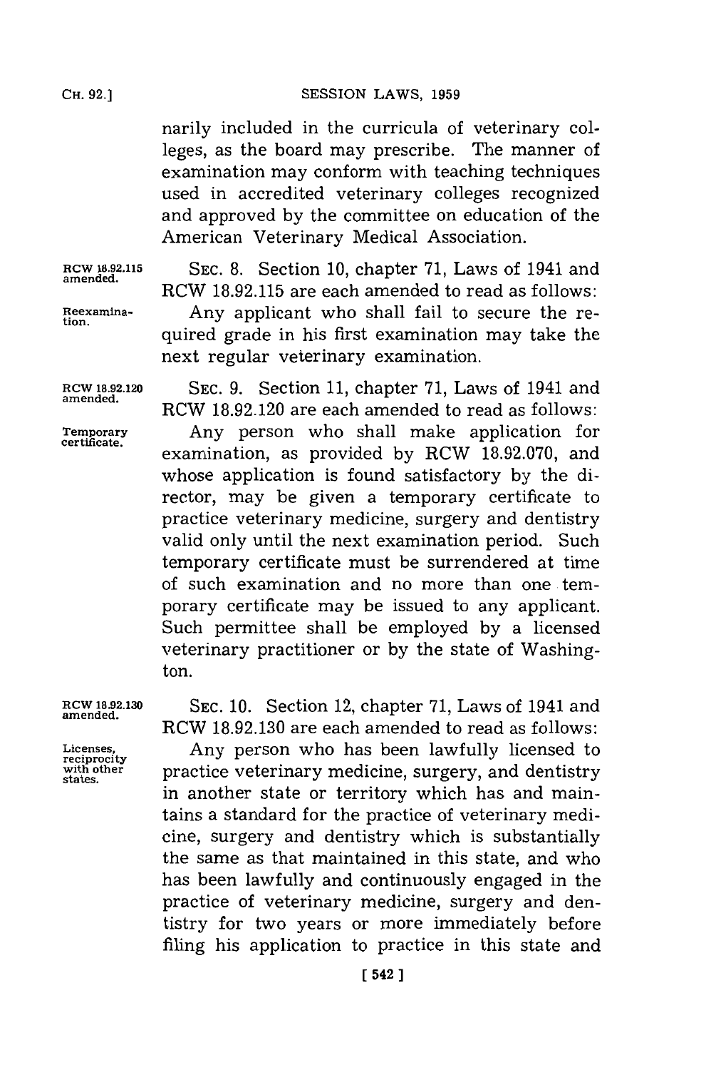narily included in the curricula of veterinary colleges, as the board may prescribe. The manner of examination may conform with teaching techniques used in accredited veterinary colleges recognized and approved by the committee on education of the American Veterinary Medical Association.

RCW 18.92.115 amended.

SEC. 8. Section 10, chapter 71, Laws of 1941 and RCW 18.92.115 are each amended to read as follows:

Reexamination.

Any applicant who shall fail to secure the required grade in his first examination may take the next regular veterinary examination.

RCW 18.92.120 amended.

SEC. 9. Section 11, chapter 71, Laws of 1941 and RCW 18.92.120 are each amended to read as follows:

Temporary certificate.

Any person who shall make application for examination, as provided by RCW 18.92.070, and whose application is found satisfactory by the director, may be given a temporary certificate to practice veterinary medicine, surgery and dentistry valid only until the next examination period. Such temporary certificate must be surrendered at time of such examination and no more than one temporary certificate may be issued to any applicant. Such permittee shall be employed by a licensed veterinary practitioner or by the state of Washington.

RCW 18.92.130 amended.

SEC. 10. Section 12, chapter 71, Laws of 1941 and RCW 18.92.130 are each amended to read as follows:

Licenses, reciprocity with other states.

Any person who has been lawfully licensed to practice veterinary medicine, surgery, and dentistry in another state or territory which has and maintains a standard for the practice of veterinary medicine, surgery and dentistry which is substantially the same as that maintained in this state, and who has been lawfully and continuously engaged in the practice of veterinary medicine, surgery and dentistry for two years or more immediately before filing his application to practice in this state and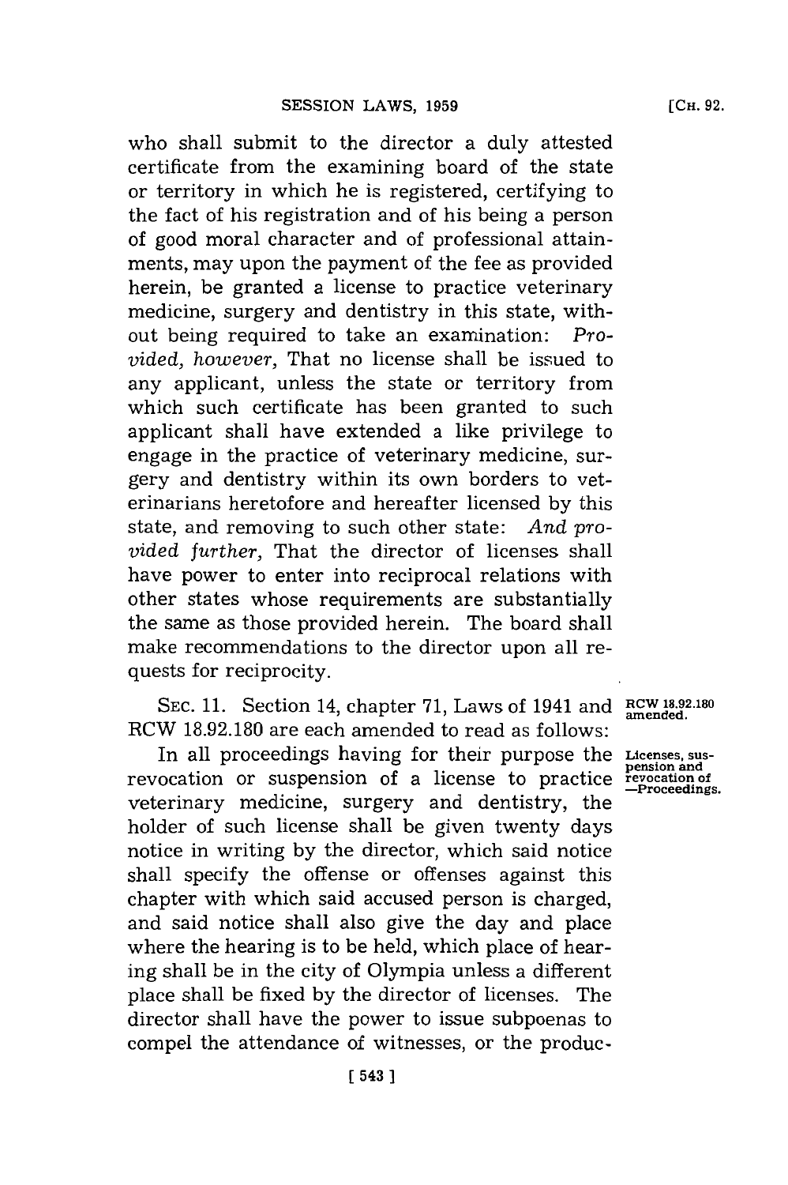who shall submit to the director a duly attested certificate from the examining board of the state or territory in which he is registered, certifying to the fact of his registration and of his being a person of good moral character and of professional attainments, may upon the payment of the fee as provided herein, be granted a license to practice veterinary medicine, surgery and dentistry in this state, without being required to take an examination: *Provided, however,* That no license shall be issued to any applicant, unless the state or territory from which such certificate has been granted to such applicant shall have extended a like privilege to engage in the practice of veterinary medicine, surgery and dentistry within its own borders to veterinarians heretofore and hereafter licensed by this state, and removing to such other state: *And provided further,* That the director of licenses shall have power to enter into reciprocal relations with other states whose requirements are substantially the same as those provided herein. The board shall make recommendations to the director upon all requests for reciprocity.

**RCW 18.92.180 amended.**

SEC. 11. Section 14, chapter 71, Laws of 1941 and RCW 18.92.180 are each amended to read as follows:

**Licenses, suspension and revocation of —Proceedings.**

In all proceedings having for their purpose the revocation or suspension of a license to practice veterinary medicine, surgery and dentistry, the holder of such license shall be given twenty days notice in writing by the director, which said notice shall specify the offense or offenses against this chapter with which said accused person is charged, and said notice shall also give the day and place where the hearing is to be held, which place of hearing shall be in the city of Olympia unless a different place shall be fixed by the director of licenses. The director shall have the power to issue subpoenas to compel the attendance of witnesses, or the produc-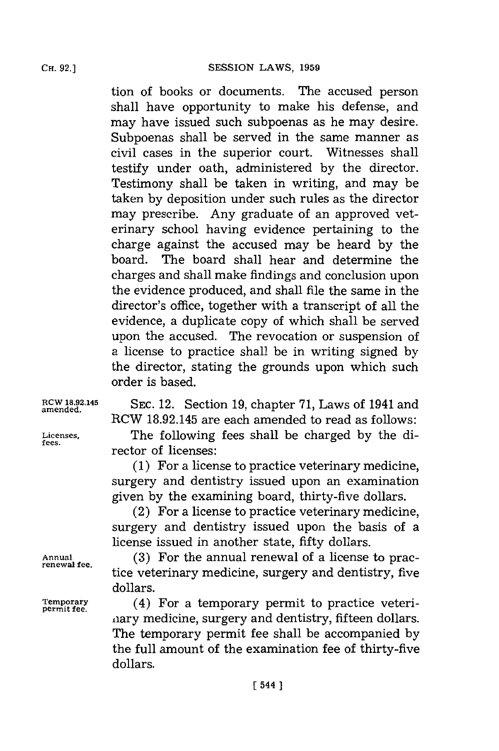tion of books or documents. The accused person shall have opportunity to make his defense, and may have issued such subpoenas as he may desire. Subpoenas shall be served in the same manner as civil cases in the superior court. Witnesses shall testify under oath, administered by the director. Testimony shall be taken in writing, and may be taken by deposition under such rules as the director may prescribe. Any graduate of an approved veterinary school having evidence pertaining to the charge against the accused may be heard by the board. The board shall hear and determine the charges and shall make findings and conclusion upon the evidence produced, and shall file the same in the director's office, together with a transcript of all the evidence, a duplicate copy of which shall be served upon the accused. The revocation or suspension of a license to practice shall be in writing signed by the director, stating the grounds upon which such order is based.

RCW 18.92.145 amended.

SEC. 12. Section 19, chapter 71, Laws of 1941 and RCW 18.92.145 are each amended to read as follows:

Licenses, fees.

The following fees shall be charged by the director of licenses:

(1) For a license to practice veterinary medicine, surgery and dentistry issued upon an examination given by the examining board, thirty-five dollars.

(2) For a license to practice veterinary medicine, surgery and dentistry issued upon the basis of a license issued in another state, fifty dollars.

Annual renewal fee.

(3) For the annual renewal of a license to practice veterinary medicine, surgery and dentistry, five dollars.

Temporary permit fee.

(4) For a temporary permit to practice veterinary medicine, surgery and dentistry, fifteen dollars. The temporary permit fee shall be accompanied by the full amount of the examination fee of thirty-five dollars.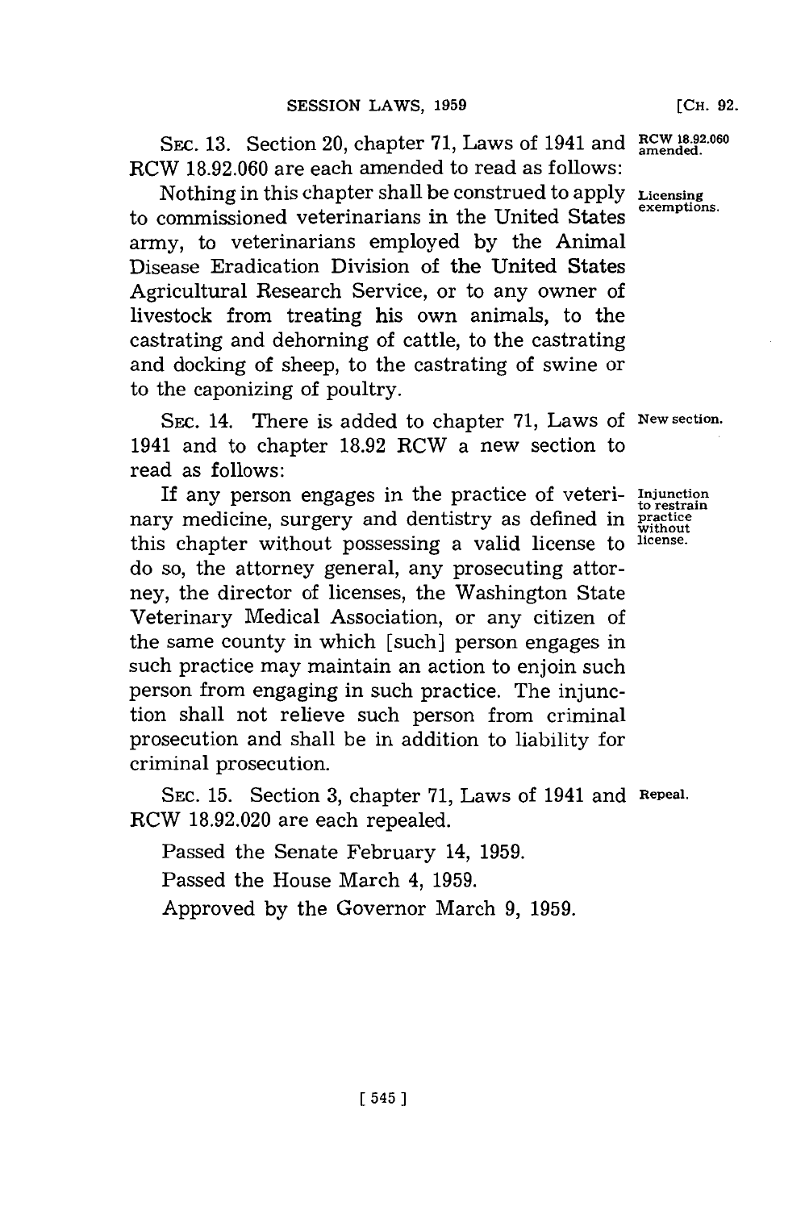SEC. 13. Section 20, chapter 71, Laws of 1941 and RCW 18.92.060 are each amended to read as follows:

RCW 18.92.060 amended.

Licensing exemptions.

Nothing in this chapter shall be construed to apply to commissioned veterinarians in the United States army, to veterinarians employed by the Animal Disease Eradication Division of the United States Agricultural Research Service, or to any owner of livestock from treating his own animals, to the castrating and dehorning of cattle, to the castrating and docking of sheep, to the castrating of swine or to the caponizing of poultry.

New section.

SEC. 14. There is added to chapter 71, Laws of 1941 and to chapter 18.92 RCW a new section to read as follows:

Injunction to restrain practice without license.

If any person engages in the practice of veterinary medicine, surgery and dentistry as defined in this chapter without possessing a valid license to do so, the attorney general, any prosecuting attorney, the director of licenses, the Washington State Veterinary Medical Association, or any citizen of the same county in which [such] person engages in such practice may maintain an action to enjoin such person from engaging in such practice. The injunction shall not relieve such person from criminal prosecution and shall be in addition to liability for criminal prosecution.

Repeal.

SEC. 15. Section 3, chapter 71, Laws of 1941 and RCW 18.92.020 are each repealed.

Passed the Senate February 14, 1959.

Passed the House March 4, 1959.

Approved by the Governor March 9, 1959.